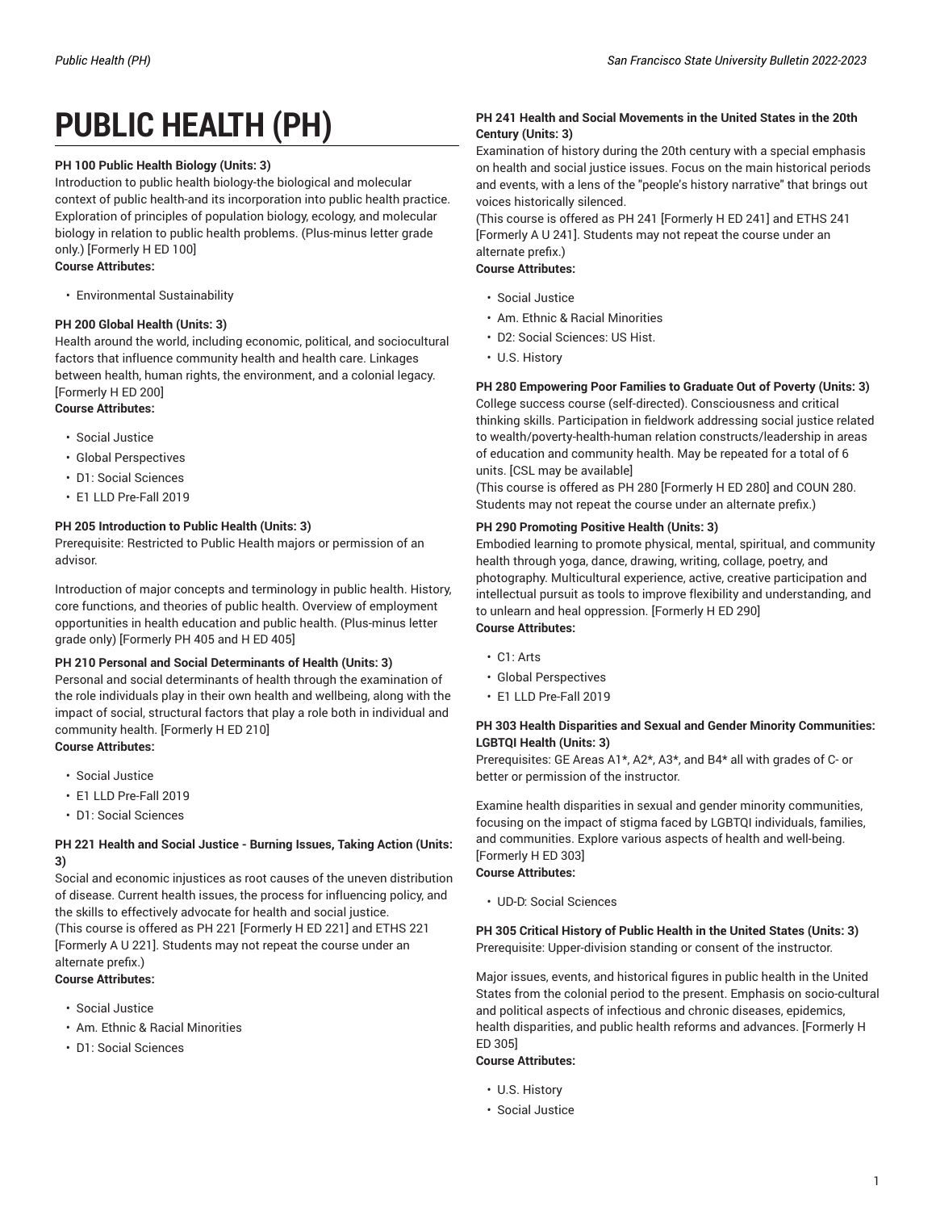# PUBLIC HEALTH (PH)

**PH 100 Public Health Biology (Units: 3)**
Introduction to public health biology-the biological and molecular context of public health-and its incorporation into public health practice. Exploration of principles of population biology, ecology, and molecular biology in relation to public health problems. (Plus-minus letter grade only.) [Formerly H ED 100]
**Course Attributes:**

- Environmental Sustainability

**PH 200 Global Health (Units: 3)**
Health around the world, including economic, political, and sociocultural factors that influence community health and health care. Linkages between health, human rights, the environment, and a colonial legacy. [Formerly H ED 200]
**Course Attributes:**

- Social Justice
- Global Perspectives
- D1: Social Sciences
- E1 LLD Pre-Fall 2019

**PH 205 Introduction to Public Health (Units: 3)**
Prerequisite: Restricted to Public Health majors or permission of an advisor.

Introduction of major concepts and terminology in public health. History, core functions, and theories of public health. Overview of employment opportunities in health education and public health. (Plus-minus letter grade only) [Formerly PH 405 and H ED 405]

**PH 210 Personal and Social Determinants of Health (Units: 3)**
Personal and social determinants of health through the examination of the role individuals play in their own health and wellbeing, along with the impact of social, structural factors that play a role both in individual and community health. [Formerly H ED 210]
**Course Attributes:**

- Social Justice
- E1 LLD Pre-Fall 2019
- D1: Social Sciences

**PH 221 Health and Social Justice - Burning Issues, Taking Action (Units: 3)**
Social and economic injustices as root causes of the uneven distribution of disease. Current health issues, the process for influencing policy, and the skills to effectively advocate for health and social justice.
(This course is offered as PH 221 [Formerly H ED 221] and ETHS 221 [Formerly A U 221]. Students may not repeat the course under an alternate prefix.)
**Course Attributes:**

- Social Justice
- Am. Ethnic & Racial Minorities
- D1: Social Sciences

**PH 241 Health and Social Movements in the United States in the 20th Century (Units: 3)**
Examination of history during the 20th century with a special emphasis on health and social justice issues. Focus on the main historical periods and events, with a lens of the "people's history narrative" that brings out voices historically silenced.
(This course is offered as PH 241 [Formerly H ED 241] and ETHS 241 [Formerly A U 241]. Students may not repeat the course under an alternate prefix.)
**Course Attributes:**

- Social Justice
- Am. Ethnic & Racial Minorities
- D2: Social Sciences: US Hist.
- U.S. History

**PH 280 Empowering Poor Families to Graduate Out of Poverty (Units: 3)**
College success course (self-directed). Consciousness and critical thinking skills. Participation in fieldwork addressing social justice related to wealth/poverty-health-human relation constructs/leadership in areas of education and community health. May be repeated for a total of 6 units. [CSL may be available]
(This course is offered as PH 280 [Formerly H ED 280] and COUN 280. Students may not repeat the course under an alternate prefix.)

**PH 290 Promoting Positive Health (Units: 3)**
Embodied learning to promote physical, mental, spiritual, and community health through yoga, dance, drawing, writing, collage, poetry, and photography. Multicultural experience, active, creative participation and intellectual pursuit as tools to improve flexibility and understanding, and to unlearn and heal oppression. [Formerly H ED 290]
**Course Attributes:**

- C1: Arts
- Global Perspectives
- E1 LLD Pre-Fall 2019

**PH 303 Health Disparities and Sexual and Gender Minority Communities: LGBTQI Health (Units: 3)**
Prerequisites: GE Areas A1*, A2*, A3*, and B4* all with grades of C- or better or permission of the instructor.

Examine health disparities in sexual and gender minority communities, focusing on the impact of stigma faced by LGBTQI individuals, families, and communities. Explore various aspects of health and well-being. [Formerly H ED 303]
**Course Attributes:**

- UD-D: Social Sciences

**PH 305 Critical History of Public Health in the United States (Units: 3)**
Prerequisite: Upper-division standing or consent of the instructor.

Major issues, events, and historical figures in public health in the United States from the colonial period to the present. Emphasis on socio-cultural and political aspects of infectious and chronic diseases, epidemics, health disparities, and public health reforms and advances. [Formerly H ED 305]
**Course Attributes:**

- U.S. History
- Social Justice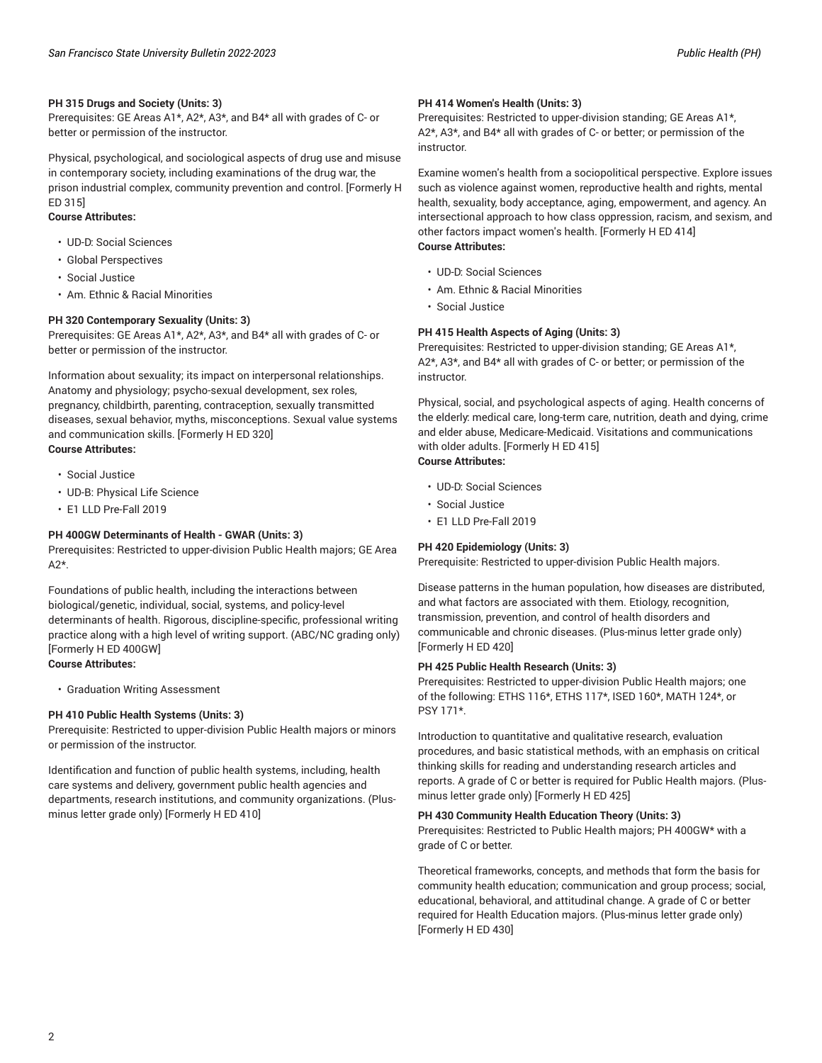**PH 315 Drugs and Society (Units: 3)**
Prerequisites: GE Areas A1*, A2*, A3*, and B4* all with grades of C- or better or permission of the instructor.

Physical, psychological, and sociological aspects of drug use and misuse in contemporary society, including examinations of the drug war, the prison industrial complex, community prevention and control. [Formerly H ED 315]

**Course Attributes:**

- UD-D: Social Sciences
- Global Perspectives
- Social Justice
- Am. Ethnic & Racial Minorities

**PH 320 Contemporary Sexuality (Units: 3)**
Prerequisites: GE Areas A1*, A2*, A3*, and B4* all with grades of C- or better or permission of the instructor.

Information about sexuality; its impact on interpersonal relationships. Anatomy and physiology; psycho-sexual development, sex roles, pregnancy, childbirth, parenting, contraception, sexually transmitted diseases, sexual behavior, myths, misconceptions. Sexual value systems and communication skills. [Formerly H ED 320]

**Course Attributes:**

- Social Justice
- UD-B: Physical Life Science
- E1 LLD Pre-Fall 2019

**PH 400GW Determinants of Health - GWAR (Units: 3)**
Prerequisites: Restricted to upper-division Public Health majors; GE Area A2*.

Foundations of public health, including the interactions between biological/genetic, individual, social, systems, and policy-level determinants of health. Rigorous, discipline-specific, professional writing practice along with a high level of writing support. (ABC/NC grading only) [Formerly H ED 400GW]

**Course Attributes:**

- Graduation Writing Assessment

**PH 410 Public Health Systems (Units: 3)**
Prerequisite: Restricted to upper-division Public Health majors or minors or permission of the instructor.

Identification and function of public health systems, including, health care systems and delivery, government public health agencies and departments, research institutions, and community organizations. (Plus-minus letter grade only) [Formerly H ED 410]

**PH 414 Women's Health (Units: 3)**
Prerequisites: Restricted to upper-division standing; GE Areas A1*, A2*, A3*, and B4* all with grades of C- or better; or permission of the instructor.

Examine women's health from a sociopolitical perspective. Explore issues such as violence against women, reproductive health and rights, mental health, sexuality, body acceptance, aging, empowerment, and agency. An intersectional approach to how class oppression, racism, and sexism, and other factors impact women's health. [Formerly H ED 414]

**Course Attributes:**

- UD-D: Social Sciences
- Am. Ethnic & Racial Minorities
- Social Justice

**PH 415 Health Aspects of Aging (Units: 3)**
Prerequisites: Restricted to upper-division standing; GE Areas A1*, A2*, A3*, and B4* all with grades of C- or better; or permission of the instructor.

Physical, social, and psychological aspects of aging. Health concerns of the elderly: medical care, long-term care, nutrition, death and dying, crime and elder abuse, Medicare-Medicaid. Visitations and communications with older adults. [Formerly H ED 415]

**Course Attributes:**

- UD-D: Social Sciences
- Social Justice
- E1 LLD Pre-Fall 2019

**PH 420 Epidemiology (Units: 3)**
Prerequisite: Restricted to upper-division Public Health majors.

Disease patterns in the human population, how diseases are distributed, and what factors are associated with them. Etiology, recognition, transmission, prevention, and control of health disorders and communicable and chronic diseases. (Plus-minus letter grade only) [Formerly H ED 420]

**PH 425 Public Health Research (Units: 3)**
Prerequisites: Restricted to upper-division Public Health majors; one of the following: ETHS 116*, ETHS 117*, ISED 160*, MATH 124*, or PSY 171*.

Introduction to quantitative and qualitative research, evaluation procedures, and basic statistical methods, with an emphasis on critical thinking skills for reading and understanding research articles and reports. A grade of C or better is required for Public Health majors. (Plus-minus letter grade only) [Formerly H ED 425]

**PH 430 Community Health Education Theory (Units: 3)**
Prerequisites: Restricted to Public Health majors; PH 400GW* with a grade of C or better.

Theoretical frameworks, concepts, and methods that form the basis for community health education; communication and group process; social, educational, behavioral, and attitudinal change. A grade of C or better required for Health Education majors. (Plus-minus letter grade only) [Formerly H ED 430]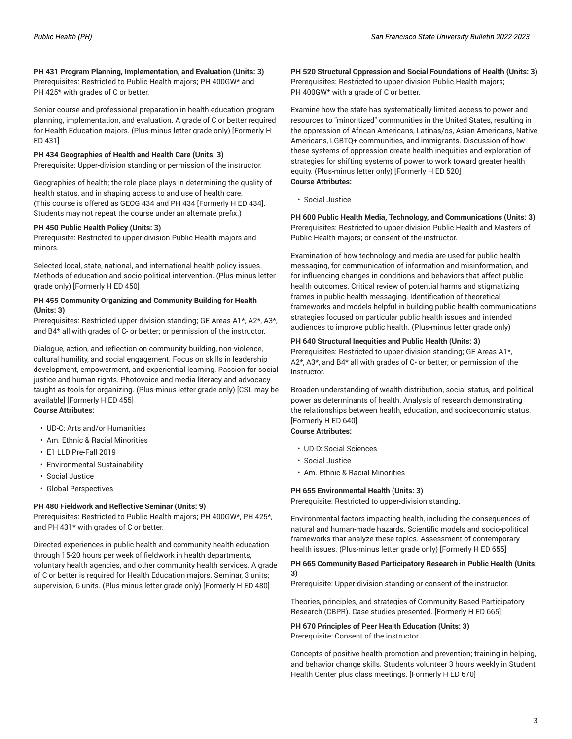**PH 431 Program Planning, Implementation, and Evaluation (Units: 3)**
Prerequisites: Restricted to Public Health majors; PH 400GW* and PH 425* with grades of C or better.

Senior course and professional preparation in health education program planning, implementation, and evaluation. A grade of C or better required for Health Education majors. (Plus-minus letter grade only) [Formerly H ED 431]

**PH 434 Geographies of Health and Health Care (Units: 3)**
Prerequisite: Upper-division standing or permission of the instructor.

Geographies of health; the role place plays in determining the quality of health status, and in shaping access to and use of health care. (This course is offered as GEOG 434 and PH 434 [Formerly H ED 434]. Students may not repeat the course under an alternate prefix.)

**PH 450 Public Health Policy (Units: 3)**
Prerequisite: Restricted to upper-division Public Health majors and minors.

Selected local, state, national, and international health policy issues. Methods of education and socio-political intervention. (Plus-minus letter grade only) [Formerly H ED 450]

**PH 455 Community Organizing and Community Building for Health (Units: 3)**
Prerequisites: Restricted upper-division standing; GE Areas A1*, A2*, A3*, and B4* all with grades of C- or better; or permission of the instructor.

Dialogue, action, and reflection on community building, non-violence, cultural humility, and social engagement. Focus on skills in leadership development, empowerment, and experiential learning. Passion for social justice and human rights. Photovoice and media literacy and advocacy taught as tools for organizing. (Plus-minus letter grade only) [CSL may be available] [Formerly H ED 455]
**Course Attributes:**

- UD-C: Arts and/or Humanities
- Am. Ethnic & Racial Minorities
- E1 LLD Pre-Fall 2019
- Environmental Sustainability
- Social Justice
- Global Perspectives

**PH 480 Fieldwork and Reflective Seminar (Units: 9)**
Prerequisites: Restricted to Public Health majors; PH 400GW*, PH 425*, and PH 431* with grades of C or better.

Directed experiences in public health and community health education through 15-20 hours per week of fieldwork in health departments, voluntary health agencies, and other community health services. A grade of C or better is required for Health Education majors. Seminar, 3 units; supervision, 6 units. (Plus-minus letter grade only) [Formerly H ED 480]

**PH 520 Structural Oppression and Social Foundations of Health (Units: 3)**
Prerequisites: Restricted to upper-division Public Health majors; PH 400GW* with a grade of C or better.

Examine how the state has systematically limited access to power and resources to "minoritized" communities in the United States, resulting in the oppression of African Americans, Latinas/os, Asian Americans, Native Americans, LGBTQ+ communities, and immigrants. Discussion of how these systems of oppression create health inequities and exploration of strategies for shifting systems of power to work toward greater health equity. (Plus-minus letter only) [Formerly H ED 520]
**Course Attributes:**

- Social Justice

**PH 600 Public Health Media, Technology, and Communications (Units: 3)**
Prerequisites: Restricted to upper-division Public Health and Masters of Public Health majors; or consent of the instructor.

Examination of how technology and media are used for public health messaging, for communication of information and misinformation, and for influencing changes in conditions and behaviors that affect public health outcomes. Critical review of potential harms and stigmatizing frames in public health messaging. Identification of theoretical frameworks and models helpful in building public health communications strategies focused on particular public health issues and intended audiences to improve public health. (Plus-minus letter grade only)

**PH 640 Structural Inequities and Public Health (Units: 3)**
Prerequisites: Restricted to upper-division standing; GE Areas A1*, A2*, A3*, and B4* all with grades of C- or better; or permission of the instructor.

Broaden understanding of wealth distribution, social status, and political power as determinants of health. Analysis of research demonstrating the relationships between health, education, and socioeconomic status. [Formerly H ED 640]
**Course Attributes:**

- UD-D: Social Sciences
- Social Justice
- Am. Ethnic & Racial Minorities

**PH 655 Environmental Health (Units: 3)**
Prerequisite: Restricted to upper-division standing.

Environmental factors impacting health, including the consequences of natural and human-made hazards. Scientific models and socio-political frameworks that analyze these topics. Assessment of contemporary health issues. (Plus-minus letter grade only) [Formerly H ED 655]

**PH 665 Community Based Participatory Research in Public Health (Units: 3)**
Prerequisite: Upper-division standing or consent of the instructor.

Theories, principles, and strategies of Community Based Participatory Research (CBPR). Case studies presented. [Formerly H ED 665]

**PH 670 Principles of Peer Health Education (Units: 3)**
Prerequisite: Consent of the instructor.

Concepts of positive health promotion and prevention; training in helping, and behavior change skills. Students volunteer 3 hours weekly in Student Health Center plus class meetings. [Formerly H ED 670]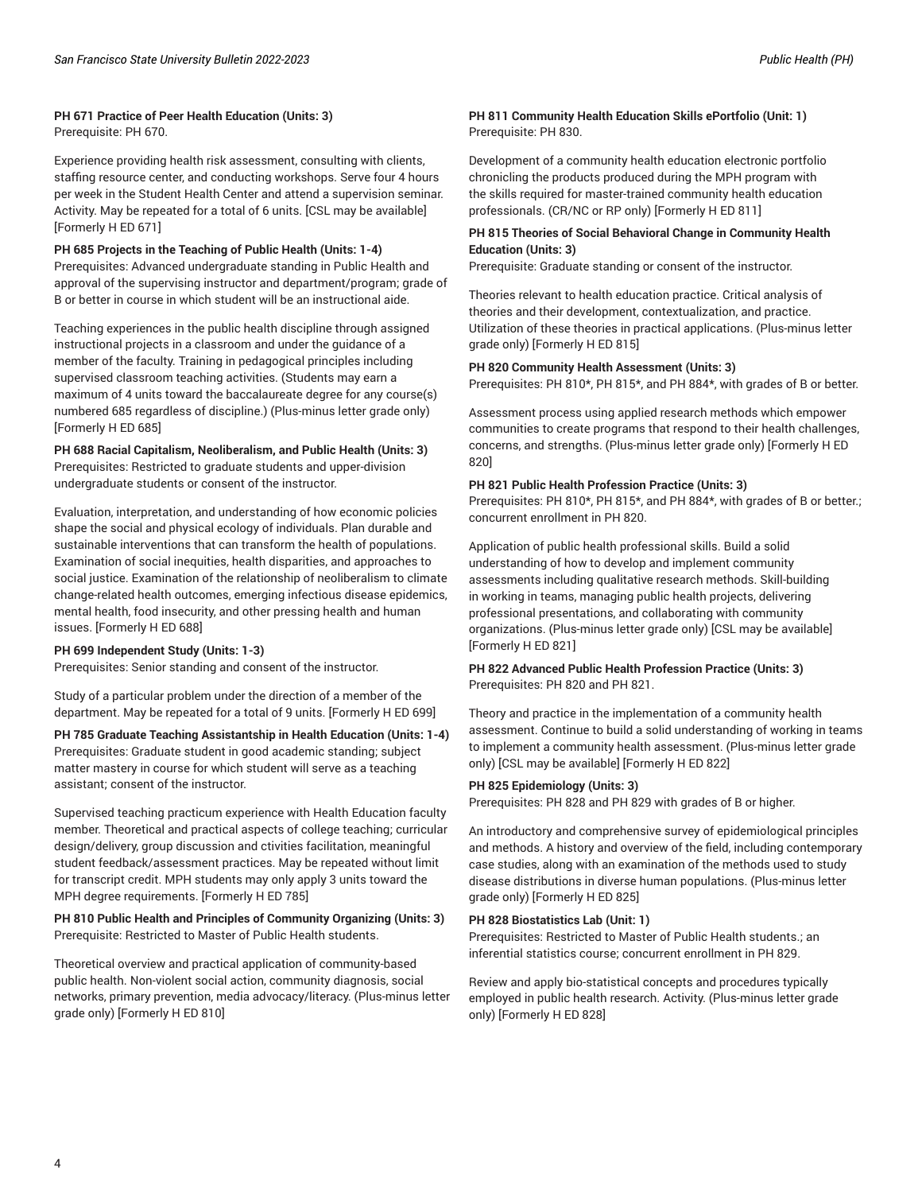**PH 671 Practice of Peer Health Education (Units: 3)**
Prerequisite: PH 670.

Experience providing health risk assessment, consulting with clients, staffing resource center, and conducting workshops. Serve four 4 hours per week in the Student Health Center and attend a supervision seminar. Activity. May be repeated for a total of 6 units. [CSL may be available] [Formerly H ED 671]

**PH 685 Projects in the Teaching of Public Health (Units: 1-4)**
Prerequisites: Advanced undergraduate standing in Public Health and approval of the supervising instructor and department/program; grade of B or better in course in which student will be an instructional aide.

Teaching experiences in the public health discipline through assigned instructional projects in a classroom and under the guidance of a member of the faculty. Training in pedagogical principles including supervised classroom teaching activities. (Students may earn a maximum of 4 units toward the baccalaureate degree for any course(s) numbered 685 regardless of discipline.) (Plus-minus letter grade only) [Formerly H ED 685]

**PH 688 Racial Capitalism, Neoliberalism, and Public Health (Units: 3)**
Prerequisites: Restricted to graduate students and upper-division undergraduate students or consent of the instructor.

Evaluation, interpretation, and understanding of how economic policies shape the social and physical ecology of individuals. Plan durable and sustainable interventions that can transform the health of populations. Examination of social inequities, health disparities, and approaches to social justice. Examination of the relationship of neoliberalism to climate change-related health outcomes, emerging infectious disease epidemics, mental health, food insecurity, and other pressing health and human issues. [Formerly H ED 688]

**PH 699 Independent Study (Units: 1-3)**
Prerequisites: Senior standing and consent of the instructor.

Study of a particular problem under the direction of a member of the department. May be repeated for a total of 9 units. [Formerly H ED 699]

**PH 785 Graduate Teaching Assistantship in Health Education (Units: 1-4)**
Prerequisites: Graduate student in good academic standing; subject matter mastery in course for which student will serve as a teaching assistant; consent of the instructor.

Supervised teaching practicum experience with Health Education faculty member. Theoretical and practical aspects of college teaching; curricular design/delivery, group discussion and ctivities facilitation, meaningful student feedback/assessment practices. May be repeated without limit for transcript credit. MPH students may only apply 3 units toward the MPH degree requirements. [Formerly H ED 785]

**PH 810 Public Health and Principles of Community Organizing (Units: 3)**
Prerequisite: Restricted to Master of Public Health students.

Theoretical overview and practical application of community-based public health. Non-violent social action, community diagnosis, social networks, primary prevention, media advocacy/literacy. (Plus-minus letter grade only) [Formerly H ED 810]

**PH 811 Community Health Education Skills ePortfolio (Unit: 1)**
Prerequisite: PH 830.

Development of a community health education electronic portfolio chronicling the products produced during the MPH program with the skills required for master-trained community health education professionals. (CR/NC or RP only) [Formerly H ED 811]

**PH 815 Theories of Social Behavioral Change in Community Health Education (Units: 3)**
Prerequisite: Graduate standing or consent of the instructor.

Theories relevant to health education practice. Critical analysis of theories and their development, contextualization, and practice. Utilization of these theories in practical applications. (Plus-minus letter grade only) [Formerly H ED 815]

**PH 820 Community Health Assessment (Units: 3)**
Prerequisites: PH 810*, PH 815*, and PH 884*, with grades of B or better.

Assessment process using applied research methods which empower communities to create programs that respond to their health challenges, concerns, and strengths. (Plus-minus letter grade only) [Formerly H ED 820]

**PH 821 Public Health Profession Practice (Units: 3)**
Prerequisites: PH 810*, PH 815*, and PH 884*, with grades of B or better.; concurrent enrollment in PH 820.

Application of public health professional skills. Build a solid understanding of how to develop and implement community assessments including qualitative research methods. Skill-building in working in teams, managing public health projects, delivering professional presentations, and collaborating with community organizations. (Plus-minus letter grade only) [CSL may be available] [Formerly H ED 821]

**PH 822 Advanced Public Health Profession Practice (Units: 3)**
Prerequisites: PH 820 and PH 821.

Theory and practice in the implementation of a community health assessment. Continue to build a solid understanding of working in teams to implement a community health assessment. (Plus-minus letter grade only) [CSL may be available] [Formerly H ED 822]

**PH 825 Epidemiology (Units: 3)**
Prerequisites: PH 828 and PH 829 with grades of B or higher.

An introductory and comprehensive survey of epidemiological principles and methods. A history and overview of the field, including contemporary case studies, along with an examination of the methods used to study disease distributions in diverse human populations. (Plus-minus letter grade only) [Formerly H ED 825]

**PH 828 Biostatistics Lab (Unit: 1)**
Prerequisites: Restricted to Master of Public Health students.; an inferential statistics course; concurrent enrollment in PH 829.

Review and apply bio-statistical concepts and procedures typically employed in public health research. Activity. (Plus-minus letter grade only) [Formerly H ED 828]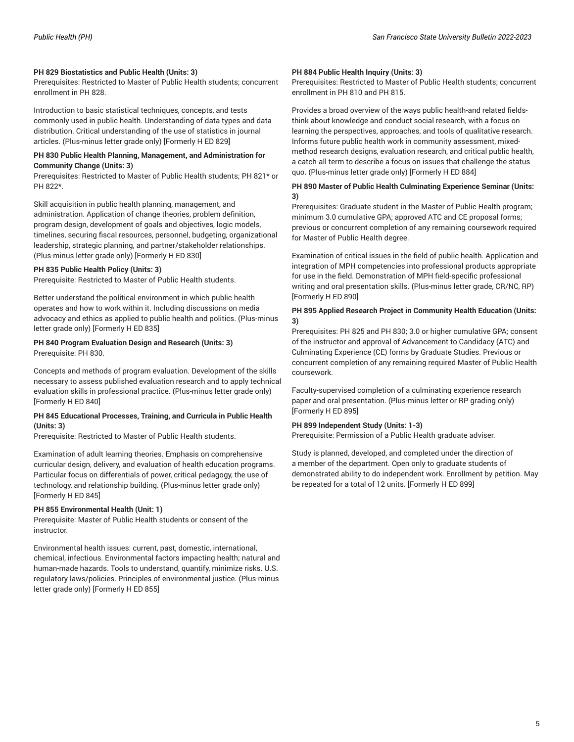**PH 829 Biostatistics and Public Health (Units: 3)**
Prerequisites: Restricted to Master of Public Health students; concurrent enrollment in PH 828.

Introduction to basic statistical techniques, concepts, and tests commonly used in public health. Understanding of data types and data distribution. Critical understanding of the use of statistics in journal articles. (Plus-minus letter grade only) [Formerly H ED 829]

**PH 830 Public Health Planning, Management, and Administration for Community Change (Units: 3)**
Prerequisites: Restricted to Master of Public Health students; PH 821* or PH 822*.

Skill acquisition in public health planning, management, and administration. Application of change theories, problem definition, program design, development of goals and objectives, logic models, timelines, securing fiscal resources, personnel, budgeting, organizational leadership, strategic planning, and partner/stakeholder relationships. (Plus-minus letter grade only) [Formerly H ED 830]

**PH 835 Public Health Policy (Units: 3)**
Prerequisite: Restricted to Master of Public Health students.

Better understand the political environment in which public health operates and how to work within it. Including discussions on media advocacy and ethics as applied to public health and politics. (Plus-minus letter grade only) [Formerly H ED 835]

**PH 840 Program Evaluation Design and Research (Units: 3)**
Prerequisite: PH 830.

Concepts and methods of program evaluation. Development of the skills necessary to assess published evaluation research and to apply technical evaluation skills in professional practice. (Plus-minus letter grade only) [Formerly H ED 840]

**PH 845 Educational Processes, Training, and Curricula in Public Health (Units: 3)**
Prerequisite: Restricted to Master of Public Health students.

Examination of adult learning theories. Emphasis on comprehensive curricular design, delivery, and evaluation of health education programs. Particular focus on differentials of power, critical pedagogy, the use of technology, and relationship building. (Plus-minus letter grade only) [Formerly H ED 845]

**PH 855 Environmental Health (Unit: 1)**
Prerequisite: Master of Public Health students or consent of the instructor.

Environmental health issues: current, past, domestic, international, chemical, infectious. Environmental factors impacting health; natural and human-made hazards. Tools to understand, quantify, minimize risks. U.S. regulatory laws/policies. Principles of environmental justice. (Plus-minus letter grade only) [Formerly H ED 855]

**PH 884 Public Health Inquiry (Units: 3)**
Prerequisites: Restricted to Master of Public Health students; concurrent enrollment in PH 810 and PH 815.

Provides a broad overview of the ways public health-and related fields-think about knowledge and conduct social research, with a focus on learning the perspectives, approaches, and tools of qualitative research. Informs future public health work in community assessment, mixed-method research designs, evaluation research, and critical public health, a catch-all term to describe a focus on issues that challenge the status quo. (Plus-minus letter grade only) [Formerly H ED 884]

**PH 890 Master of Public Health Culminating Experience Seminar (Units: 3)**
Prerequisites: Graduate student in the Master of Public Health program; minimum 3.0 cumulative GPA; approved ATC and CE proposal forms; previous or concurrent completion of any remaining coursework required for Master of Public Health degree.

Examination of critical issues in the field of public health. Application and integration of MPH competencies into professional products appropriate for use in the field. Demonstration of MPH field-specific professional writing and oral presentation skills. (Plus-minus letter grade, CR/NC, RP) [Formerly H ED 890]

**PH 895 Applied Research Project in Community Health Education (Units: 3)**
Prerequisites: PH 825 and PH 830; 3.0 or higher cumulative GPA; consent of the instructor and approval of Advancement to Candidacy (ATC) and Culminating Experience (CE) forms by Graduate Studies. Previous or concurrent completion of any remaining required Master of Public Health coursework.

Faculty-supervised completion of a culminating experience research paper and oral presentation. (Plus-minus letter or RP grading only) [Formerly H ED 895]

**PH 899 Independent Study (Units: 1-3)**
Prerequisite: Permission of a Public Health graduate adviser.

Study is planned, developed, and completed under the direction of a member of the department. Open only to graduate students of demonstrated ability to do independent work. Enrollment by petition. May be repeated for a total of 12 units. [Formerly H ED 899]